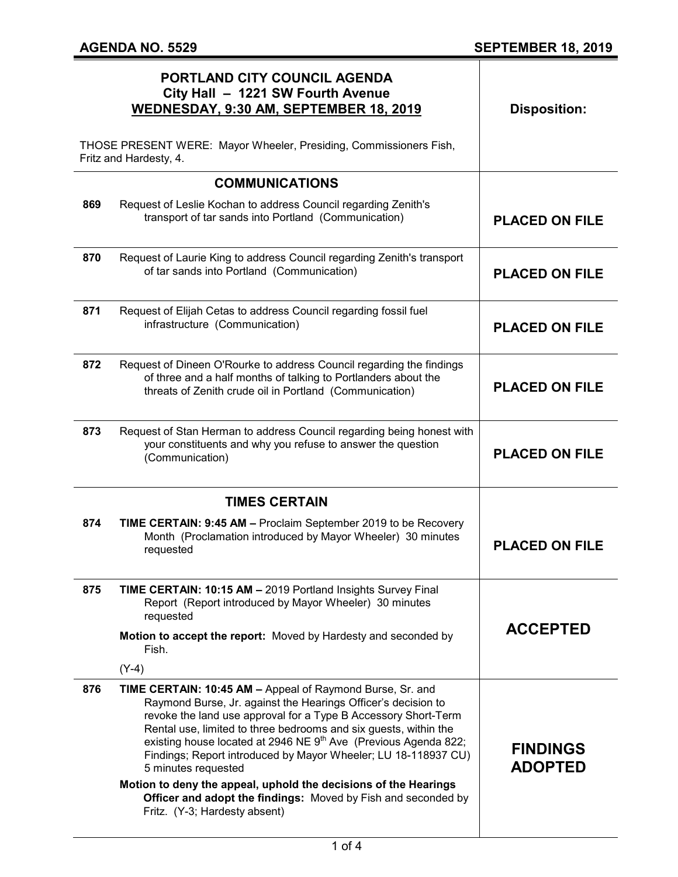**AGENDA NO. 5529** **SEPTEMBER 18, 2019**

| PORTLAND CITY COUNCIL AGENDA<br>City Hall – 1221 SW Fourth Avenue<br>WEDNESDAY, 9:30 AM, SEPTEMBER 18, 2019<br><br>THOSE PRESENT WERE: Mayor Wheeler, Presiding, Commissioners Fish, Fritz and Hardesty, 4. | Disposition: |
|---|---|
| **COMMUNICATIONS** | |
| **869** Request of Leslie Kochan to address Council regarding Zenith's transport of tar sands into Portland (Communication) | **PLACED ON FILE** |
| **870** Request of Laurie King to address Council regarding Zenith's transport of tar sands into Portland (Communication) | **PLACED ON FILE** |
| **871** Request of Elijah Cetas to address Council regarding fossil fuel infrastructure (Communication) | **PLACED ON FILE** |
| **872** Request of Dineen O'Rourke to address Council regarding the findings of three and a half months of talking to Portlanders about the threats of Zenith crude oil in Portland (Communication) | **PLACED ON FILE** |
| **873** Request of Stan Herman to address Council regarding being honest with your constituents and why you refuse to answer the question (Communication) | **PLACED ON FILE** |
| **TIMES CERTAIN** | |
| **874** **TIME CERTAIN: 9:45 AM –** Proclaim September 2019 to be Recovery Month (Proclamation introduced by Mayor Wheeler) 30 minutes requested | **PLACED ON FILE** |
| **875** **TIME CERTAIN: 10:15 AM –** 2019 Portland Insights Survey Final Report (Report introduced by Mayor Wheeler) 30 minutes requested<br><br>**Motion to accept the report:** Moved by Hardesty and seconded by Fish.<br><br>(Y-4) | **ACCEPTED** |
| **876** **TIME CERTAIN: 10:45 AM –** Appeal of Raymond Burse, Sr. and Raymond Burse, Jr. against the Hearings Officer's decision to revoke the land use approval for a Type B Accessory Short-Term Rental use, limited to three bedrooms and six guests, within the existing house located at 2946 NE 9th Ave (Previous Agenda 822; Findings; Report introduced by Mayor Wheeler; LU 18-118937 CU) 5 minutes requested<br><br>**Motion to deny the appeal, uphold the decisions of the Hearings Officer and adopt the findings:** Moved by Fish and seconded by Fritz. (Y-3; Hardesty absent) | **FINDINGS ADOPTED** |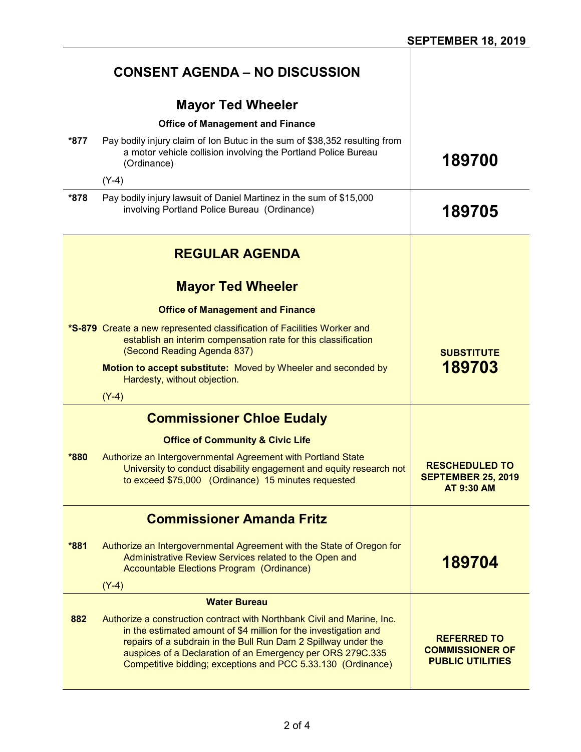SEPTEMBER 18, 2019

## CONSENT AGENDA – NO DISCUSSION

### Mayor Ted Wheeler

**Office of Management and Finance**

| | | |
|---|---|---|
| *877 | Pay bodily injury claim of Ion Butuc in the sum of $38,352 resulting from a motor vehicle collision involving the Portland Police Bureau (Ordinance)<br><br>(Y-4) | **189700** |
| *878 | Pay bodily injury lawsuit of Daniel Martinez in the sum of $15,000 involving Portland Police Bureau (Ordinance) | **189705** |

## REGULAR AGENDA

### Mayor Ted Wheeler

**Office of Management and Finance**

| | | |
|---|---|---|
| *S-879 | Create a new represented classification of Facilities Worker and establish an interim compensation rate for this classification (Second Reading Agenda 837)<br><br>**Motion to accept substitute:** Moved by Wheeler and seconded by Hardesty, without objection.<br><br>(Y-4) | **SUBSTITUTE 189703** |

### Commissioner Chloe Eudaly

**Office of Community & Civic Life**

| | | |
|---|---|---|
| *880 | Authorize an Intergovernmental Agreement with Portland State University to conduct disability engagement and equity research not to exceed $75,000 (Ordinance) 15 minutes requested | **RESCHEDULED TO SEPTEMBER 25, 2019 AT 9:30 AM** |

### Commissioner Amanda Fritz

| | | |
|---|---|---|
| *881 | Authorize an Intergovernmental Agreement with the State of Oregon for Administrative Review Services related to the Open and Accountable Elections Program (Ordinance)<br><br>(Y-4) | **189704** |

**Water Bureau**

| | | |
|---|---|---|
| 882 | Authorize a construction contract with Northbank Civil and Marine, Inc. in the estimated amount of $4 million for the investigation and repairs of a subdrain in the Bull Run Dam 2 Spillway under the auspices of a Declaration of an Emergency per ORS 279C.335 Competitive bidding; exceptions and PCC 5.33.130 (Ordinance) | **REFERRED TO COMMISSIONER OF PUBLIC UTILITIES** |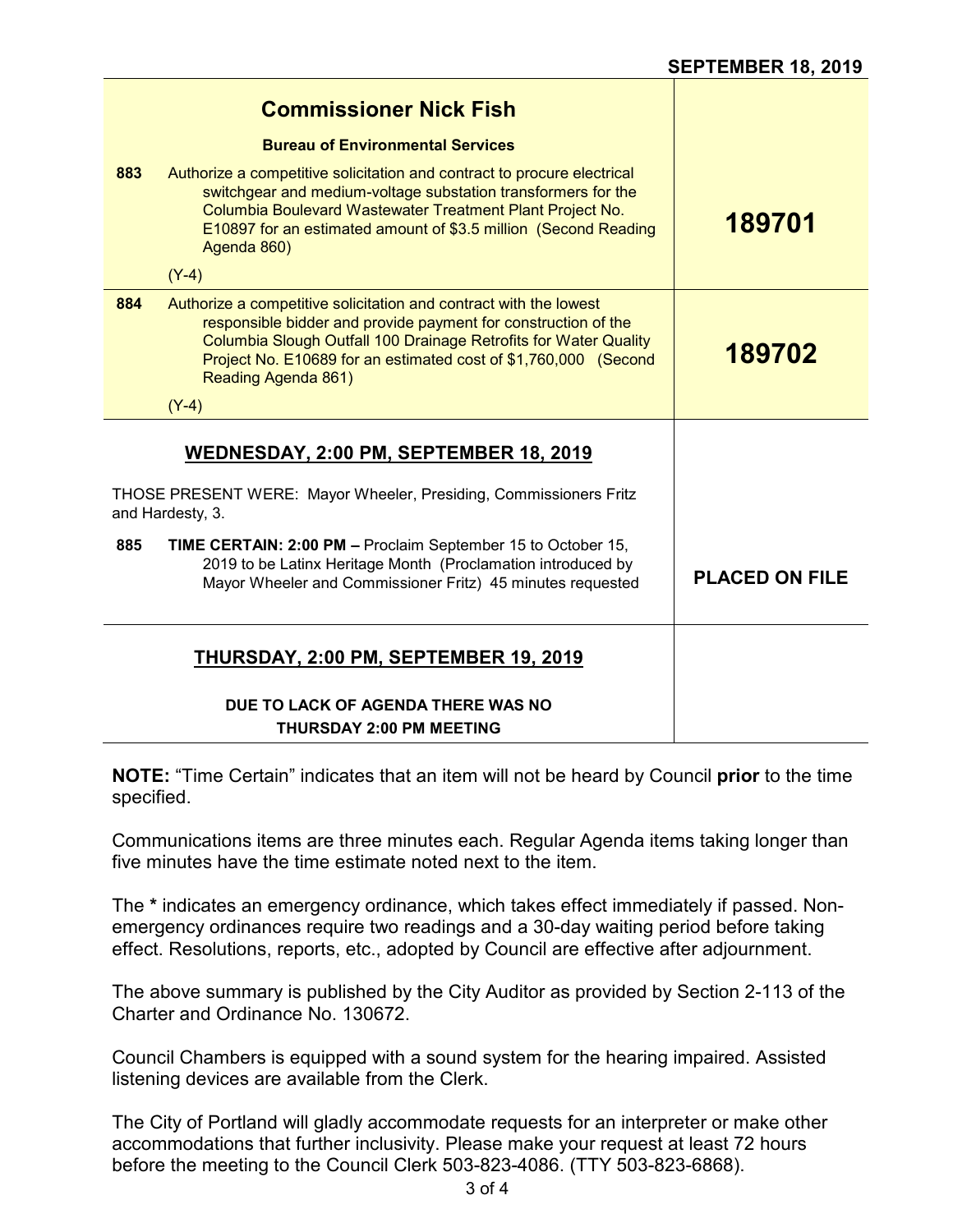**SEPTEMBER 18, 2019**

## Commissioner Nick Fish

**Bureau of Environmental Services**

| | | |
|---|---|---|
| **883** | Authorize a competitive solicitation and contract to procure electrical switchgear and medium-voltage substation transformers for the Columbia Boulevard Wastewater Treatment Plant Project No. E10897 for an estimated amount of $3.5 million (Second Reading Agenda 860)<br><br>(Y-4) | **189701** |
| **884** | Authorize a competitive solicitation and contract with the lowest responsible bidder and provide payment for construction of the Columbia Slough Outfall 100 Drainage Retrofits for Water Quality Project No. E10689 for an estimated cost of $1,760,000 (Second Reading Agenda 861)<br><br>(Y-4) | **189702** |

## WEDNESDAY, 2:00 PM, SEPTEMBER 18, 2019

THOSE PRESENT WERE: Mayor Wheeler, Presiding, Commissioners Fritz and Hardesty, 3.

| | | |
|---|---|---|
| **885** | **TIME CERTAIN: 2:00 PM –** Proclaim September 15 to October 15, 2019 to be Latinx Heritage Month (Proclamation introduced by Mayor Wheeler and Commissioner Fritz) 45 minutes requested | **PLACED ON FILE** |

## THURSDAY, 2:00 PM, SEPTEMBER 19, 2019

**DUE TO LACK OF AGENDA THERE WAS NO THURSDAY 2:00 PM MEETING**

**NOTE:** "Time Certain" indicates that an item will not be heard by Council **prior** to the time specified.

Communications items are three minutes each. Regular Agenda items taking longer than five minutes have the time estimate noted next to the item.

The **\*** indicates an emergency ordinance, which takes effect immediately if passed. Non-emergency ordinances require two readings and a 30-day waiting period before taking effect. Resolutions, reports, etc., adopted by Council are effective after adjournment.

The above summary is published by the City Auditor as provided by Section 2-113 of the Charter and Ordinance No. 130672.

Council Chambers is equipped with a sound system for the hearing impaired. Assisted listening devices are available from the Clerk.

The City of Portland will gladly accommodate requests for an interpreter or make other accommodations that further inclusivity. Please make your request at least 72 hours before the meeting to the Council Clerk 503-823-4086. (TTY 503-823-6868).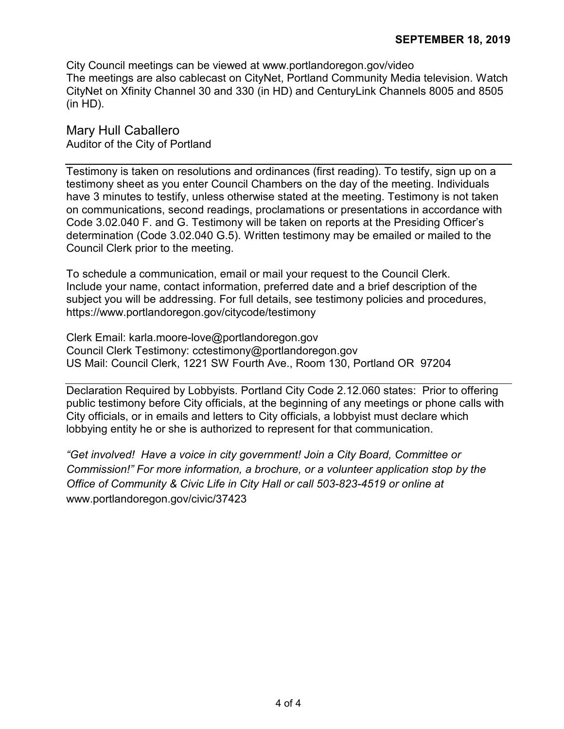**SEPTEMBER 18, 2019**

City Council meetings can be viewed at www.portlandoregon.gov/video
The meetings are also cablecast on CityNet, Portland Community Media television. Watch CityNet on Xfinity Channel 30 and 330 (in HD) and CenturyLink Channels 8005 and 8505 (in HD).

Mary Hull Caballero
Auditor of the City of Portland

---

Testimony is taken on resolutions and ordinances (first reading). To testify, sign up on a testimony sheet as you enter Council Chambers on the day of the meeting. Individuals have 3 minutes to testify, unless otherwise stated at the meeting. Testimony is not taken on communications, second readings, proclamations or presentations in accordance with Code 3.02.040 F. and G. Testimony will be taken on reports at the Presiding Officer's determination (Code 3.02.040 G.5). Written testimony may be emailed or mailed to the Council Clerk prior to the meeting.

To schedule a communication, email or mail your request to the Council Clerk. Include your name, contact information, preferred date and a brief description of the subject you will be addressing. For full details, see testimony policies and procedures, https://www.portlandoregon.gov/citycode/testimony

Clerk Email: karla.moore-love@portlandoregon.gov
Council Clerk Testimony: cctestimony@portlandoregon.gov
US Mail: Council Clerk, 1221 SW Fourth Ave., Room 130, Portland OR 97204

---

Declaration Required by Lobbyists. Portland City Code 2.12.060 states: Prior to offering public testimony before City officials, at the beginning of any meetings or phone calls with City officials, or in emails and letters to City officials, a lobbyist must declare which lobbying entity he or she is authorized to represent for that communication.

*"Get involved! Have a voice in city government! Join a City Board, Committee or Commission!" For more information, a brochure, or a volunteer application stop by the Office of Community & Civic Life in City Hall or call 503-823-4519 or online at* www.portlandoregon.gov/civic/37423